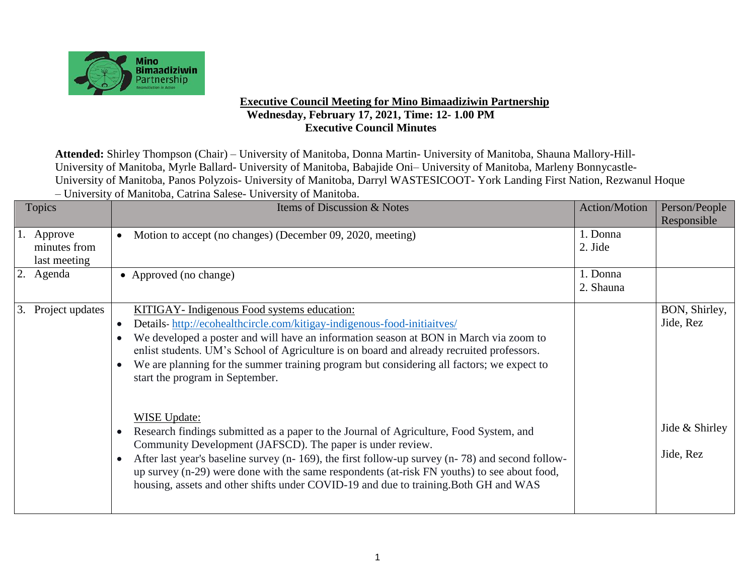**Executive Council Meeting for Mino Bimaadiziwin Partnership**
**Wednesday, February 17, 2021, Time: 12- 1.00 PM**
**Executive Council Minutes**

**Attended:** Shirley Thompson (Chair) – University of Manitoba, Donna Martin- University of Manitoba, Shauna Mallory-Hill- University of Manitoba, Myrle Ballard- University of Manitoba, Babajide Oni– University of Manitoba, Marleny Bonnycastle- University of Manitoba, Panos Polyzois- University of Manitoba, Darryl WASTESICOOT- York Landing First Nation, Rezwanul Hoque – University of Manitoba, Catrina Salese- University of Manitoba.

| Topics | Items of Discussion & Notes | Action/Motion | Person/People Responsible |
|---|---|---|---|
| 1. Approve minutes from last meeting | • Motion to accept (no changes) (December 09, 2020, meeting) | 1. Donna<br>2. Jide | |
| 2. Agenda | • Approved (no change) | 1. Donna<br>2. Shauna | |
| 3. Project updates | KITIGAY- Indigenous Food systems education:<br>• Details- http://ecohealthcircle.com/kitigay-indigenous-food-initiaitves/<br>• We developed a poster and will have an information season at BON in March via zoom to enlist students. UM's School of Agriculture is on board and already recruited professors.<br>• We are planning for the summer training program but considering all factors; we expect to start the program in September.<br><br>WISE Update:<br>• Research findings submitted as a paper to the Journal of Agriculture, Food System, and Community Development (JAFSCD). The paper is under review.<br>• After last year's baseline survey (n- 169), the first follow-up survey (n- 78) and second follow-up survey (n-29) were done with the same respondents (at-risk FN youths) to see about food, housing, assets and other shifts under COVID-19 and due to training.Both GH and WAS | | BON, Shirley, Jide, Rez<br><br>Jide & Shirley<br><br>Jide, Rez |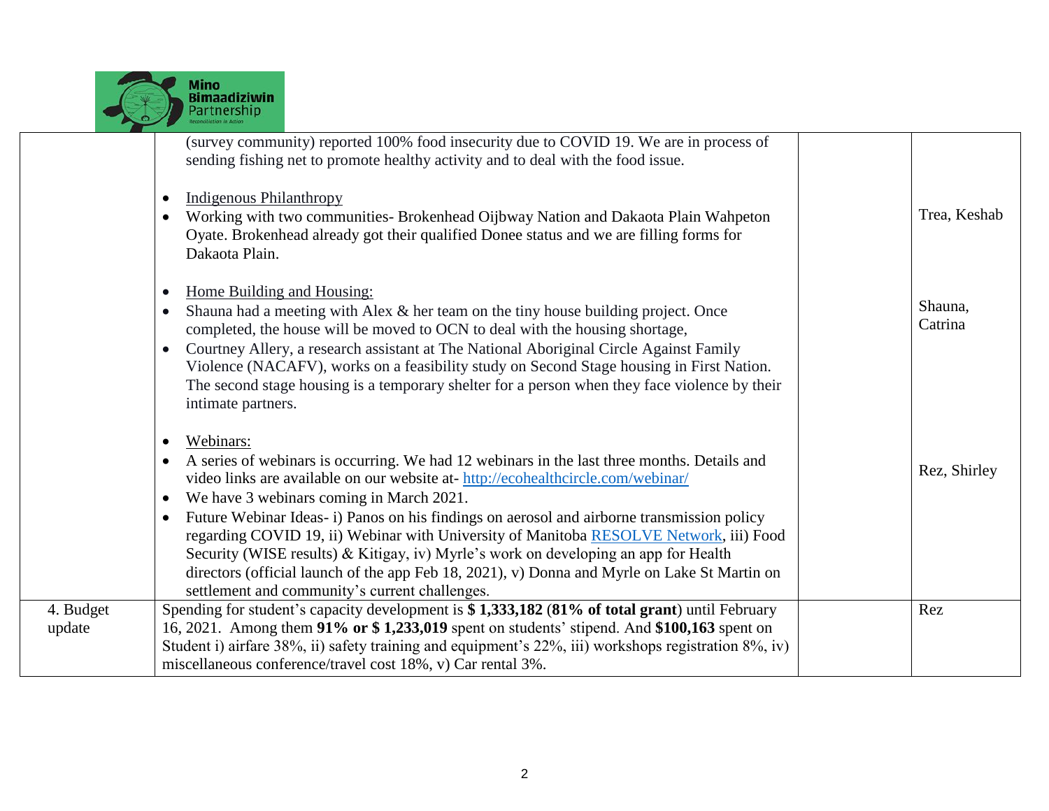| | | | |
|---|---|---|---|
| | (survey community) reported 100% food insecurity due to COVID 19. We are in process of sending fishing net to promote healthy activity and to deal with the food issue.<br><br>• Indigenous Philanthropy<br>• Working with two communities- Brokenhead Oijbway Nation and Dakaota Plain Wahpeton Oyate. Brokenhead already got their qualified Donee status and we are filling forms for Dakaota Plain.<br><br>• Home Building and Housing:<br>• Shauna had a meeting with Alex & her team on the tiny house building project. Once completed, the house will be moved to OCN to deal with the housing shortage,<br>• Courtney Allery, a research assistant at The National Aboriginal Circle Against Family Violence (NACAFV), works on a feasibility study on Second Stage housing in First Nation. The second stage housing is a temporary shelter for a person when they face violence by their intimate partners.<br><br>• Webinars:<br>• A series of webinars is occurring. We had 12 webinars in the last three months. Details and video links are available on our website at- http://ecohealthcircle.com/webinar/<br>• We have 3 webinars coming in March 2021.<br>• Future Webinar Ideas- i) Panos on his findings on aerosol and airborne transmission policy regarding COVID 19, ii) Webinar with University of Manitoba RESOLVE Network, iii) Food Security (WISE results) & Kitigay, iv) Myrle's work on developing an app for Health directors (official launch of the app Feb 18, 2021), v) Donna and Myrle on Lake St Martin on settlement and community's current challenges. | | Trea, Keshab<br><br>Shauna, Catrina<br><br>Rez, Shirley |
| 4. Budget update | Spending for student's capacity development is **$ 1,333,182** (**81% of total grant**) until February 16, 2021. Among them **91% or $ 1,233,019** spent on students' stipend. And **$100,163** spent on Student i) airfare 38%, ii) safety training and equipment's 22%, iii) workshops registration 8%, iv) miscellaneous conference/travel cost 18%, v) Car rental 3%. | | Rez |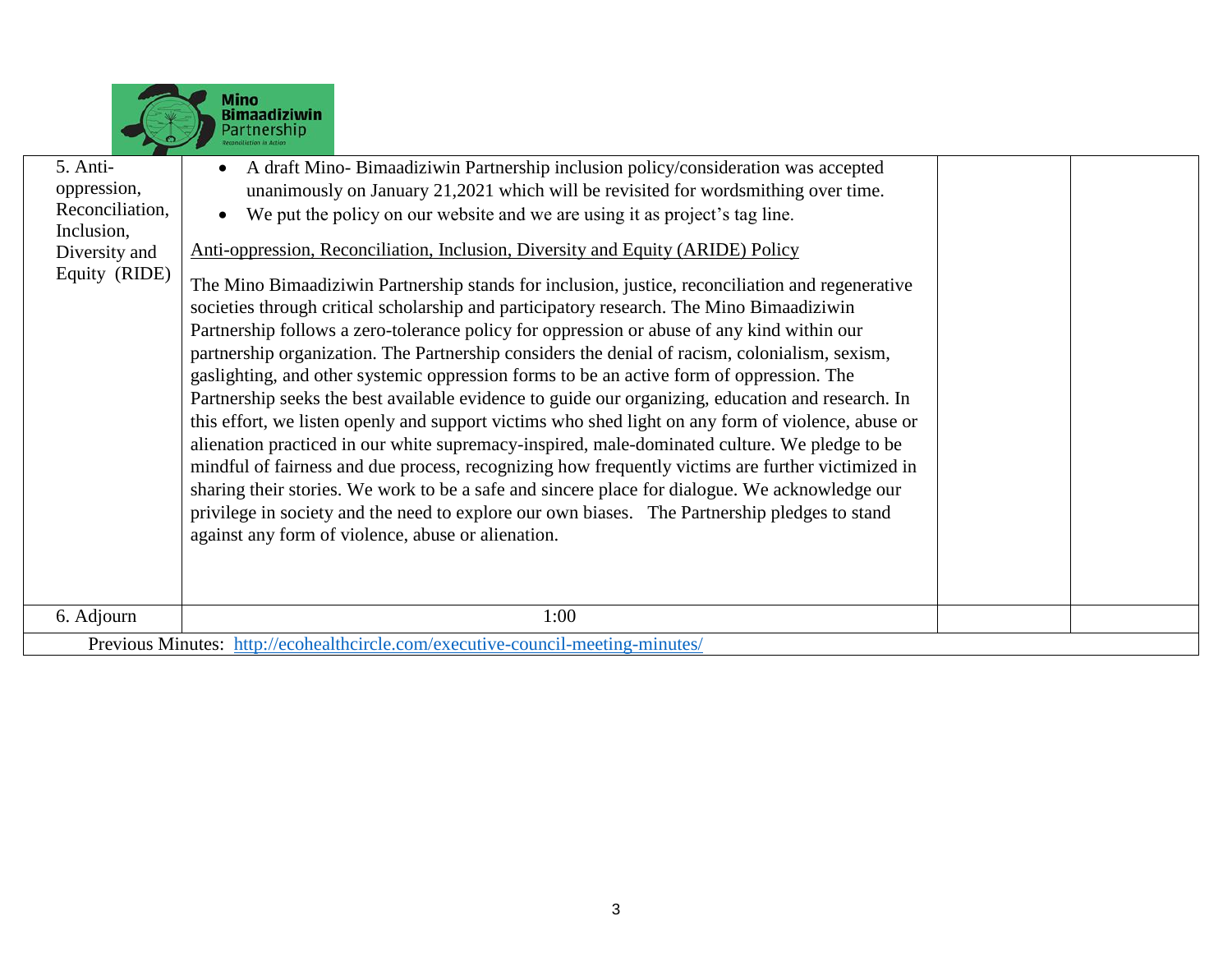| | | | |
|---|---|---|---|
| 5. Anti-oppression, Reconciliation, Inclusion, Diversity and Equity (RIDE) | • A draft Mino- Bimaadiziwin Partnership inclusion policy/consideration was accepted unanimously on January 21,2021 which will be revisited for wordsmithing over time.<br>• We put the policy on our website and we are using it as project's tag line.<br><br><u>Anti-oppression, Reconciliation, Inclusion, Diversity and Equity (ARIDE) Policy</u><br><br>The Mino Bimaadiziwin Partnership stands for inclusion, justice, reconciliation and regenerative societies through critical scholarship and participatory research. The Mino Bimaadiziwin Partnership follows a zero-tolerance policy for oppression or abuse of any kind within our partnership organization. The Partnership considers the denial of racism, colonialism, sexism, gaslighting, and other systemic oppression forms to be an active form of oppression. The Partnership seeks the best available evidence to guide our organizing, education and research. In this effort, we listen openly and support victims who shed light on any form of violence, abuse or alienation practiced in our white supremacy-inspired, male-dominated culture. We pledge to be mindful of fairness and due process, recognizing how frequently victims are further victimized in sharing their stories. We work to be a safe and sincere place for dialogue. We acknowledge our privilege in society and the need to explore our own biases. The Partnership pledges to stand against any form of violence, abuse or alienation. | | |
| 6. Adjourn | 1:00 | | |
| Previous Minutes: [http://ecohealthcircle.com/executive-council-meeting-minutes/](http://ecohealthcircle.com/executive-council-meeting-minutes/) | | | |